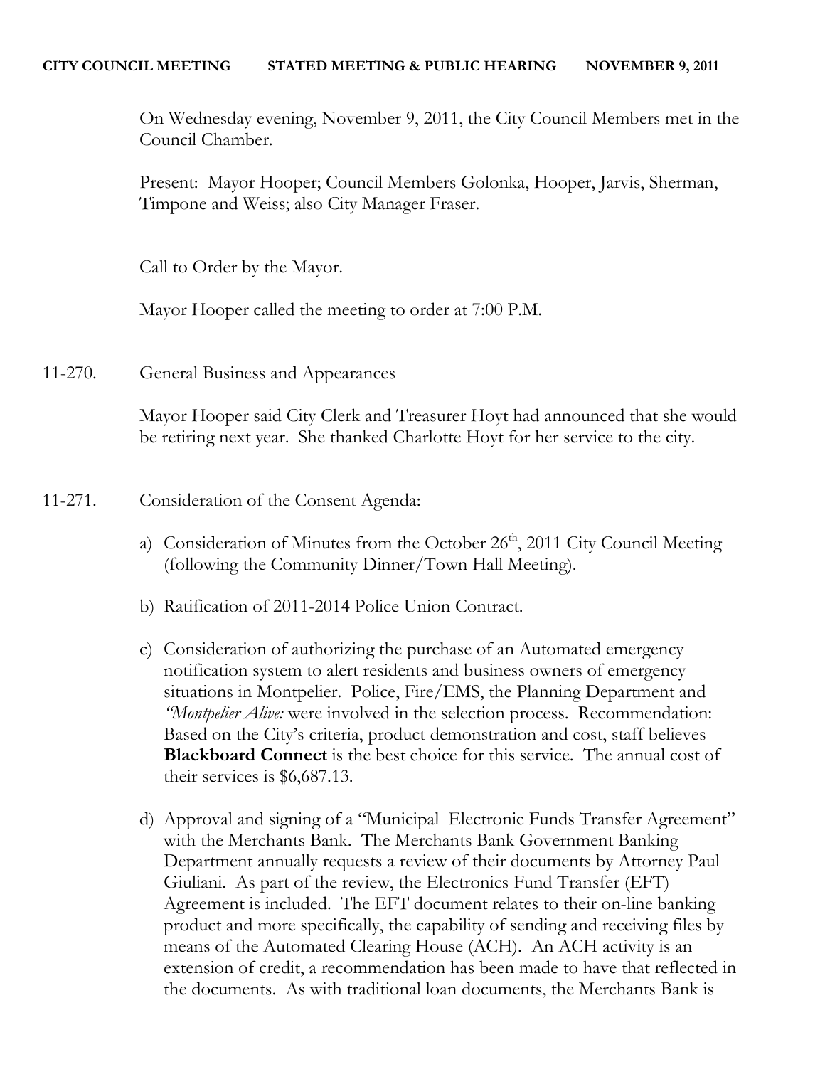**CITY COUNCIL MEETING STATED MEETING & PUBLIC HEARING NOVEMBER 9, 2011**

On Wednesday evening, November 9, 2011, the City Council Members met in the Council Chamber.

Present: Mayor Hooper; Council Members Golonka, Hooper, Jarvis, Sherman, Timpone and Weiss; also City Manager Fraser.

Call to Order by the Mayor.

Mayor Hooper called the meeting to order at 7:00 P.M.

11-270. General Business and Appearances

Mayor Hooper said City Clerk and Treasurer Hoyt had announced that she would be retiring next year. She thanked Charlotte Hoyt for her service to the city.

11-271. Consideration of the Consent Agenda:

a) Consideration of Minutes from the October 26th, 2011 City Council Meeting (following the Community Dinner/Town Hall Meeting).

b) Ratification of 2011-2014 Police Union Contract.

c) Consideration of authorizing the purchase of an Automated emergency notification system to alert residents and business owners of emergency situations in Montpelier. Police, Fire/EMS, the Planning Department and *"Montpelier Alive:* were involved in the selection process. Recommendation: Based on the City's criteria, product demonstration and cost, staff believes **Blackboard Connect** is the best choice for this service. The annual cost of their services is $6,687.13.

d) Approval and signing of a "Municipal Electronic Funds Transfer Agreement" with the Merchants Bank. The Merchants Bank Government Banking Department annually requests a review of their documents by Attorney Paul Giuliani. As part of the review, the Electronics Fund Transfer (EFT) Agreement is included. The EFT document relates to their on-line banking product and more specifically, the capability of sending and receiving files by means of the Automated Clearing House (ACH). An ACH activity is an extension of credit, a recommendation has been made to have that reflected in the documents. As with traditional loan documents, the Merchants Bank is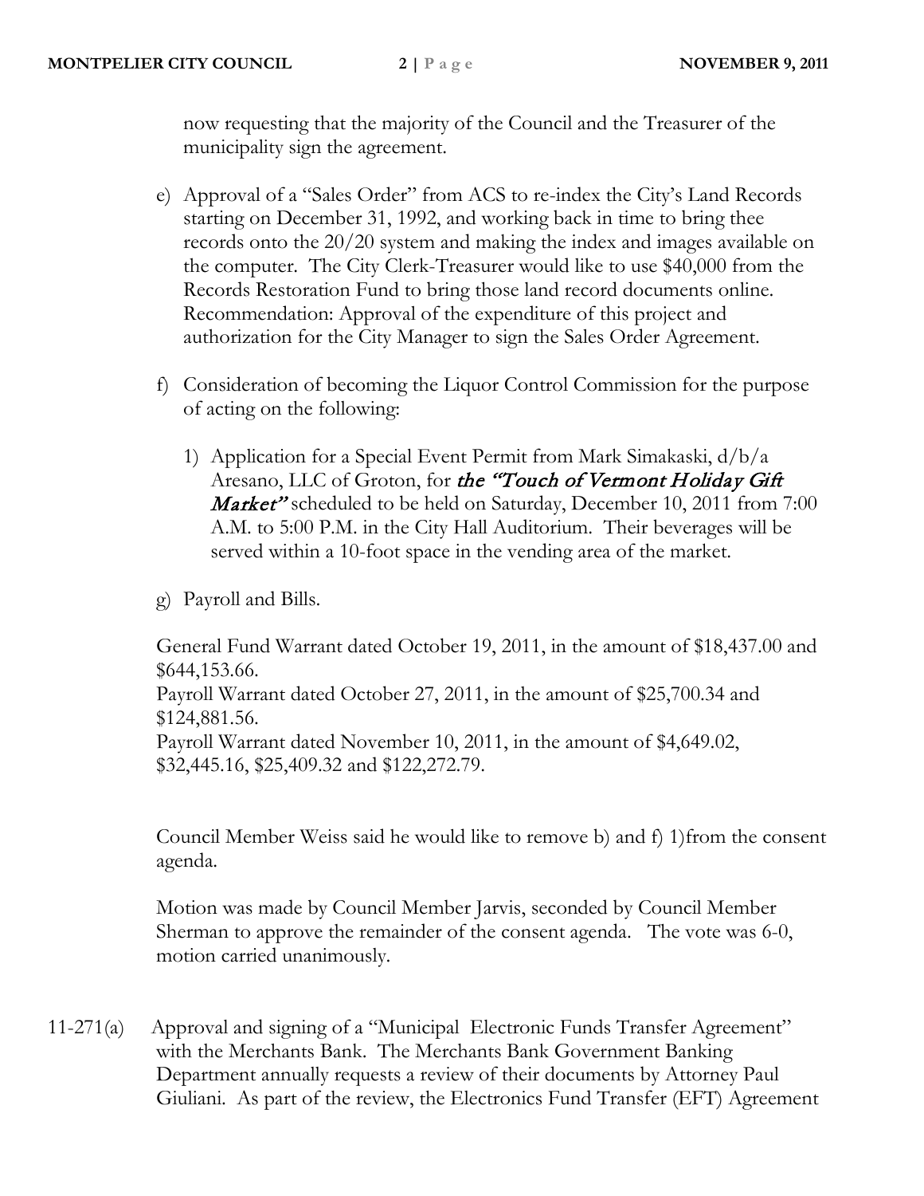now requesting that the majority of the Council and the Treasurer of the municipality sign the agreement.

e) Approval of a "Sales Order" from ACS to re-index the City's Land Records starting on December 31, 1992, and working back in time to bring thee records onto the 20/20 system and making the index and images available on the computer. The City Clerk-Treasurer would like to use $40,000 from the Records Restoration Fund to bring those land record documents online. Recommendation: Approval of the expenditure of this project and authorization for the City Manager to sign the Sales Order Agreement.

f) Consideration of becoming the Liquor Control Commission for the purpose of acting on the following:

   1) Application for a Special Event Permit from Mark Simakaski, d/b/a Aresano, LLC of Groton, for ***the "Touch of Vermont Holiday Gift Market"*** scheduled to be held on Saturday, December 10, 2011 from 7:00 A.M. to 5:00 P.M. in the City Hall Auditorium. Their beverages will be served within a 10-foot space in the vending area of the market.

g) Payroll and Bills.

General Fund Warrant dated October 19, 2011, in the amount of $18,437.00 and $644,153.66.
Payroll Warrant dated October 27, 2011, in the amount of $25,700.34 and $124,881.56.
Payroll Warrant dated November 10, 2011, in the amount of $4,649.02, $32,445.16, $25,409.32 and $122,272.79.

Council Member Weiss said he would like to remove b) and f) 1)from the consent agenda.

Motion was made by Council Member Jarvis, seconded by Council Member Sherman to approve the remainder of the consent agenda. The vote was 6-0, motion carried unanimously.

11-271(a) Approval and signing of a "Municipal Electronic Funds Transfer Agreement" with the Merchants Bank. The Merchants Bank Government Banking Department annually requests a review of their documents by Attorney Paul Giuliani. As part of the review, the Electronics Fund Transfer (EFT) Agreement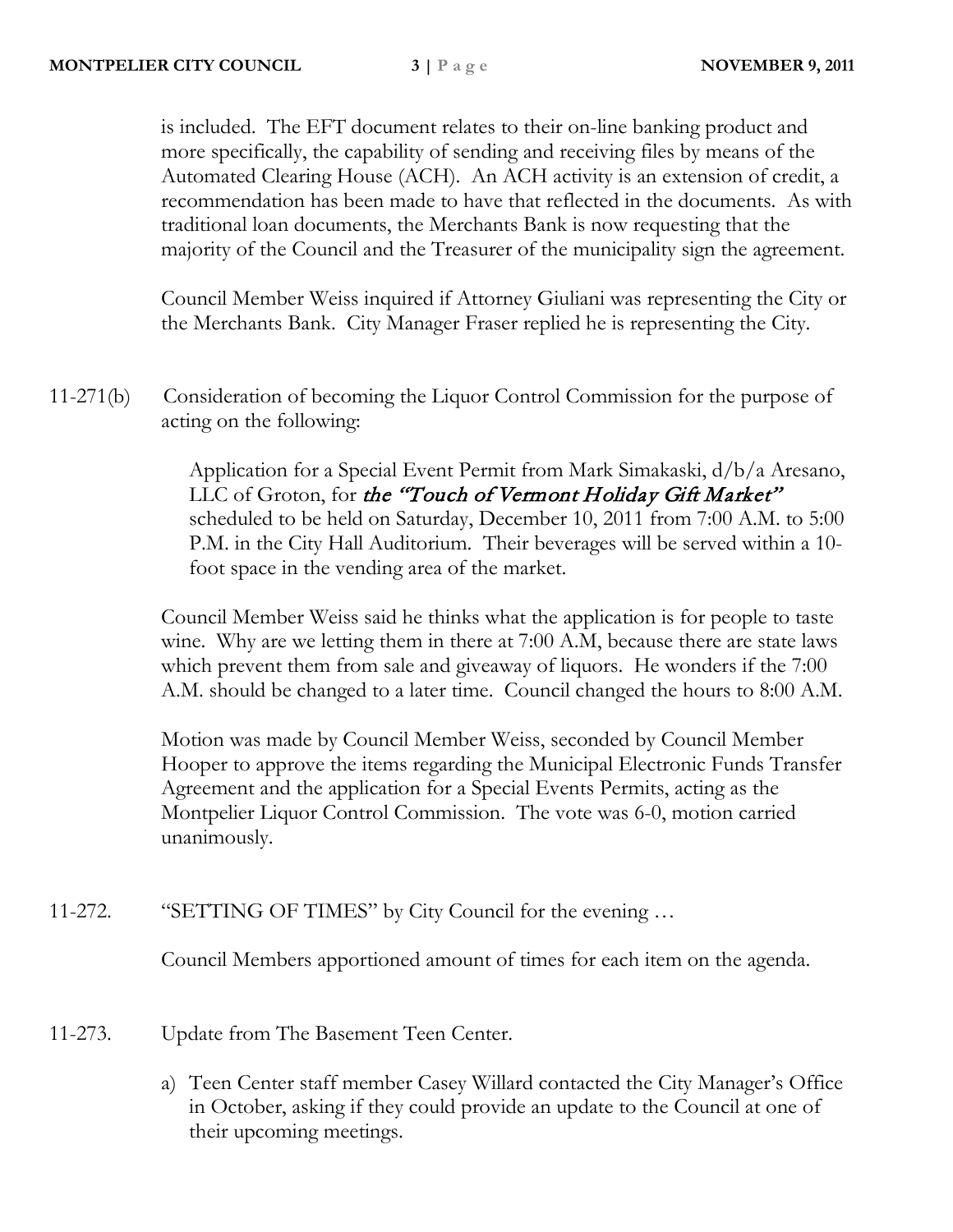is included. The EFT document relates to their on-line banking product and more specifically, the capability of sending and receiving files by means of the Automated Clearing House (ACH). An ACH activity is an extension of credit, a recommendation has been made to have that reflected in the documents. As with traditional loan documents, the Merchants Bank is now requesting that the majority of the Council and the Treasurer of the municipality sign the agreement.

Council Member Weiss inquired if Attorney Giuliani was representing the City or the Merchants Bank. City Manager Fraser replied he is representing the City.

11-271(b) Consideration of becoming the Liquor Control Commission for the purpose of acting on the following:

Application for a Special Event Permit from Mark Simakaski, d/b/a Aresano, LLC of Groton, for ***the "Touch of Vermont Holiday Gift Market"*** scheduled to be held on Saturday, December 10, 2011 from 7:00 A.M. to 5:00 P.M. in the City Hall Auditorium. Their beverages will be served within a 10-foot space in the vending area of the market.

Council Member Weiss said he thinks what the application is for people to taste wine. Why are we letting them in there at 7:00 A.M, because there are state laws which prevent them from sale and giveaway of liquors. He wonders if the 7:00 A.M. should be changed to a later time. Council changed the hours to 8:00 A.M.

Motion was made by Council Member Weiss, seconded by Council Member Hooper to approve the items regarding the Municipal Electronic Funds Transfer Agreement and the application for a Special Events Permits, acting as the Montpelier Liquor Control Commission. The vote was 6-0, motion carried unanimously.

11-272. "SETTING OF TIMES" by City Council for the evening …

Council Members apportioned amount of times for each item on the agenda.

11-273. Update from The Basement Teen Center.

a) Teen Center staff member Casey Willard contacted the City Manager's Office in October, asking if they could provide an update to the Council at one of their upcoming meetings.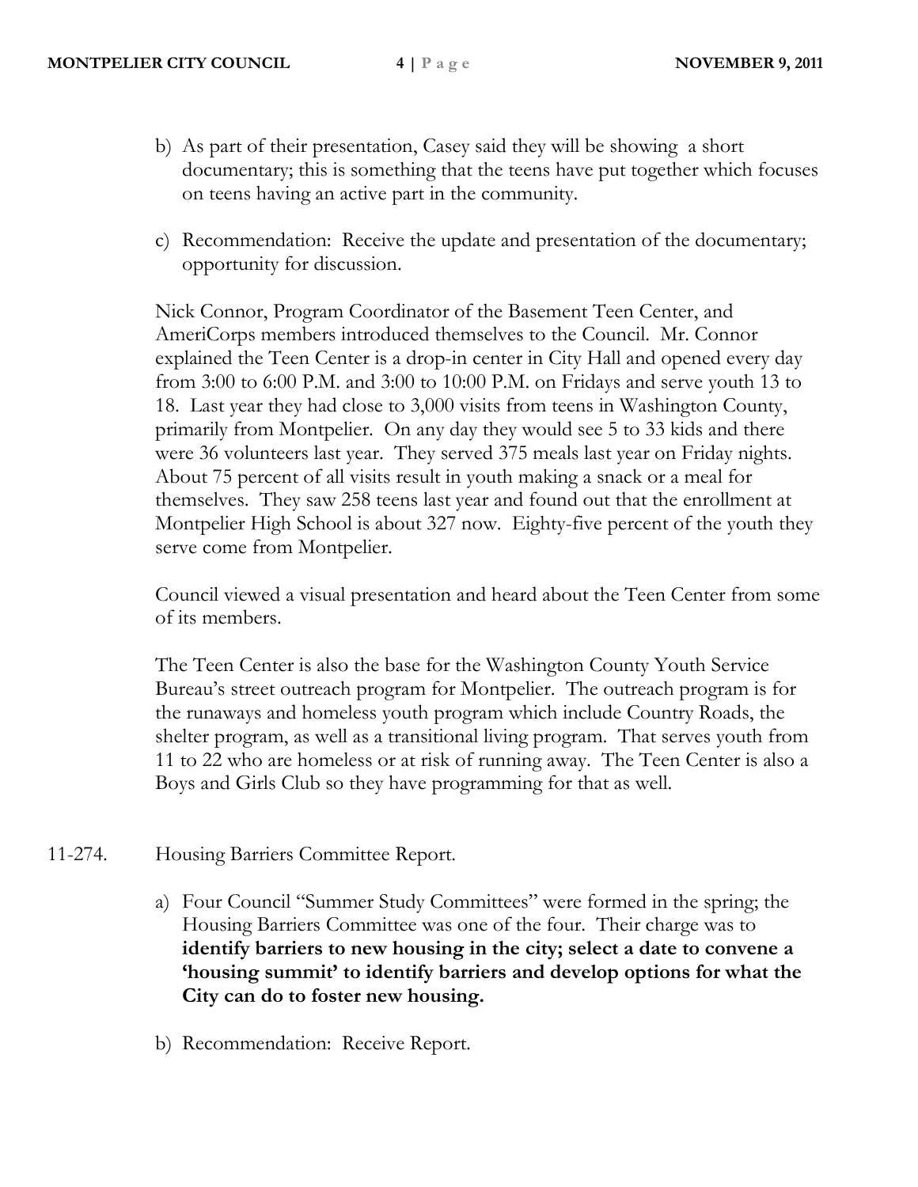b) As part of their presentation, Casey said they will be showing a short documentary; this is something that the teens have put together which focuses on teens having an active part in the community.

c) Recommendation: Receive the update and presentation of the documentary; opportunity for discussion.

Nick Connor, Program Coordinator of the Basement Teen Center, and AmeriCorps members introduced themselves to the Council. Mr. Connor explained the Teen Center is a drop-in center in City Hall and opened every day from 3:00 to 6:00 P.M. and 3:00 to 10:00 P.M. on Fridays and serve youth 13 to 18. Last year they had close to 3,000 visits from teens in Washington County, primarily from Montpelier. On any day they would see 5 to 33 kids and there were 36 volunteers last year. They served 375 meals last year on Friday nights. About 75 percent of all visits result in youth making a snack or a meal for themselves. They saw 258 teens last year and found out that the enrollment at Montpelier High School is about 327 now. Eighty-five percent of the youth they serve come from Montpelier.

Council viewed a visual presentation and heard about the Teen Center from some of its members.

The Teen Center is also the base for the Washington County Youth Service Bureau's street outreach program for Montpelier. The outreach program is for the runaways and homeless youth program which include Country Roads, the shelter program, as well as a transitional living program. That serves youth from 11 to 22 who are homeless or at risk of running away. The Teen Center is also a Boys and Girls Club so they have programming for that as well.

11-274. Housing Barriers Committee Report.

a) Four Council "Summer Study Committees" were formed in the spring; the Housing Barriers Committee was one of the four. Their charge was to **identify barriers to new housing in the city; select a date to convene a 'housing summit' to identify barriers and develop options for what the City can do to foster new housing.**

b) Recommendation: Receive Report.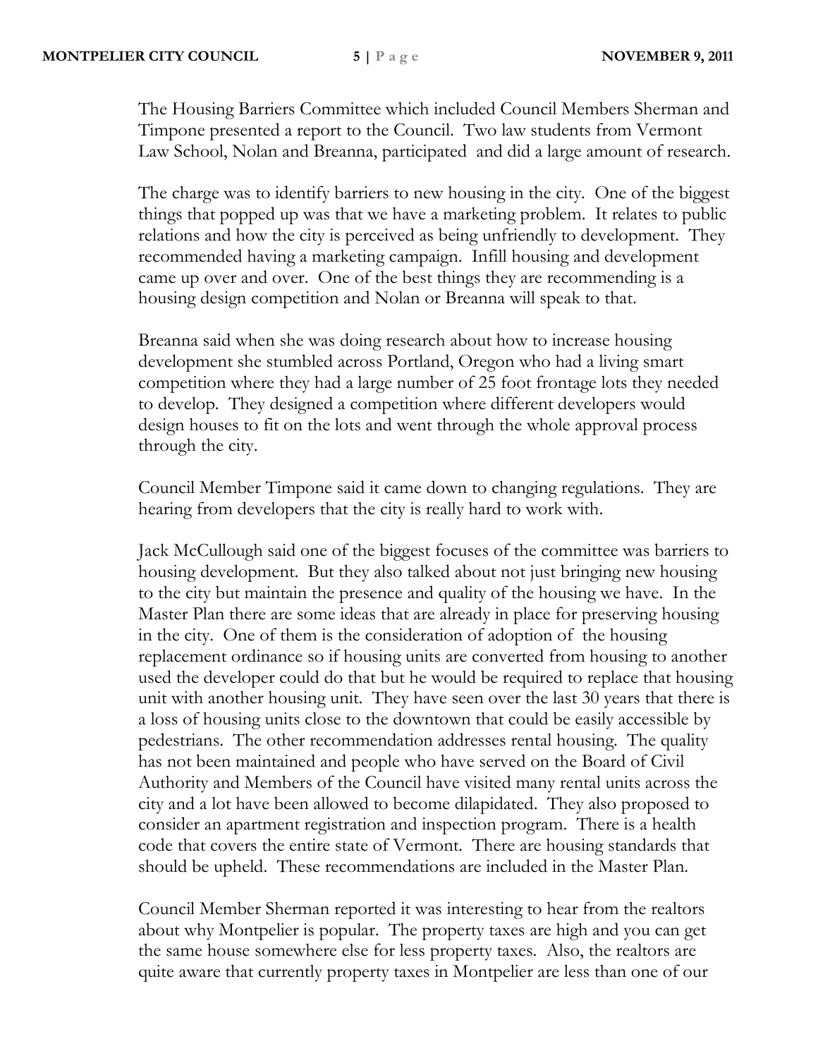The Housing Barriers Committee which included Council Members Sherman and Timpone presented a report to the Council. Two law students from Vermont Law School, Nolan and Breanna, participated and did a large amount of research.

The charge was to identify barriers to new housing in the city. One of the biggest things that popped up was that we have a marketing problem. It relates to public relations and how the city is perceived as being unfriendly to development. They recommended having a marketing campaign. Infill housing and development came up over and over. One of the best things they are recommending is a housing design competition and Nolan or Breanna will speak to that.

Breanna said when she was doing research about how to increase housing development she stumbled across Portland, Oregon who had a living smart competition where they had a large number of 25 foot frontage lots they needed to develop. They designed a competition where different developers would design houses to fit on the lots and went through the whole approval process through the city.

Council Member Timpone said it came down to changing regulations. They are hearing from developers that the city is really hard to work with.

Jack McCullough said one of the biggest focuses of the committee was barriers to housing development. But they also talked about not just bringing new housing to the city but maintain the presence and quality of the housing we have. In the Master Plan there are some ideas that are already in place for preserving housing in the city. One of them is the consideration of adoption of the housing replacement ordinance so if housing units are converted from housing to another used the developer could do that but he would be required to replace that housing unit with another housing unit. They have seen over the last 30 years that there is a loss of housing units close to the downtown that could be easily accessible by pedestrians. The other recommendation addresses rental housing. The quality has not been maintained and people who have served on the Board of Civil Authority and Members of the Council have visited many rental units across the city and a lot have been allowed to become dilapidated. They also proposed to consider an apartment registration and inspection program. There is a health code that covers the entire state of Vermont. There are housing standards that should be upheld. These recommendations are included in the Master Plan.

Council Member Sherman reported it was interesting to hear from the realtors about why Montpelier is popular. The property taxes are high and you can get the same house somewhere else for less property taxes. Also, the realtors are quite aware that currently property taxes in Montpelier are less than one of our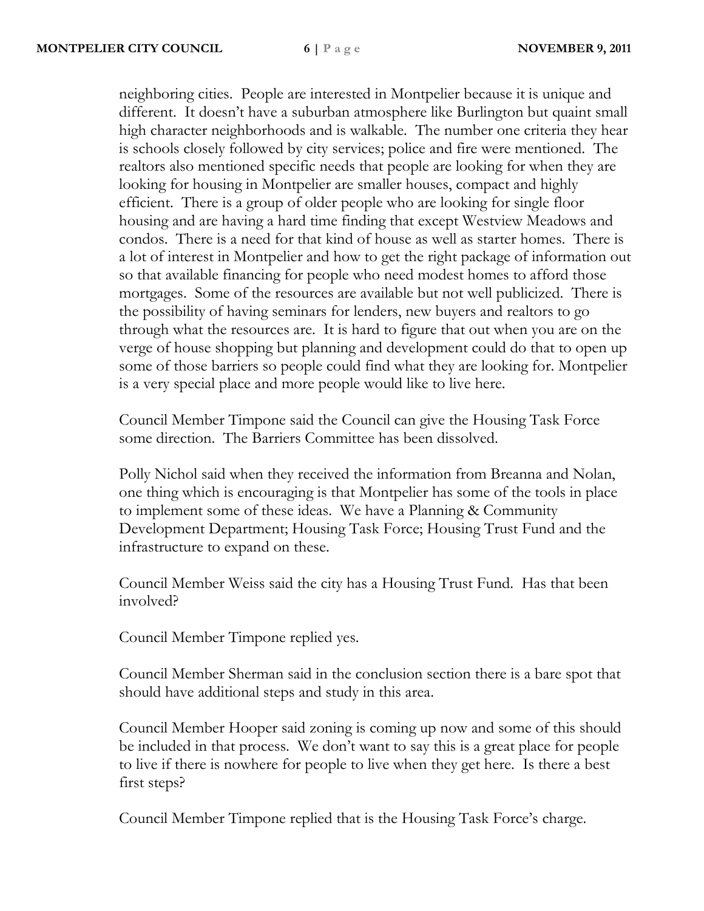neighboring cities. People are interested in Montpelier because it is unique and different. It doesn't have a suburban atmosphere like Burlington but quaint small high character neighborhoods and is walkable. The number one criteria they hear is schools closely followed by city services; police and fire were mentioned. The realtors also mentioned specific needs that people are looking for when they are looking for housing in Montpelier are smaller houses, compact and highly efficient. There is a group of older people who are looking for single floor housing and are having a hard time finding that except Westview Meadows and condos. There is a need for that kind of house as well as starter homes. There is a lot of interest in Montpelier and how to get the right package of information out so that available financing for people who need modest homes to afford those mortgages. Some of the resources are available but not well publicized. There is the possibility of having seminars for lenders, new buyers and realtors to go through what the resources are. It is hard to figure that out when you are on the verge of house shopping but planning and development could do that to open up some of those barriers so people could find what they are looking for. Montpelier is a very special place and more people would like to live here.

Council Member Timpone said the Council can give the Housing Task Force some direction. The Barriers Committee has been dissolved.

Polly Nichol said when they received the information from Breanna and Nolan, one thing which is encouraging is that Montpelier has some of the tools in place to implement some of these ideas. We have a Planning & Community Development Department; Housing Task Force; Housing Trust Fund and the infrastructure to expand on these.

Council Member Weiss said the city has a Housing Trust Fund. Has that been involved?

Council Member Timpone replied yes.

Council Member Sherman said in the conclusion section there is a bare spot that should have additional steps and study in this area.

Council Member Hooper said zoning is coming up now and some of this should be included in that process. We don't want to say this is a great place for people to live if there is nowhere for people to live when they get here. Is there a best first steps?

Council Member Timpone replied that is the Housing Task Force's charge.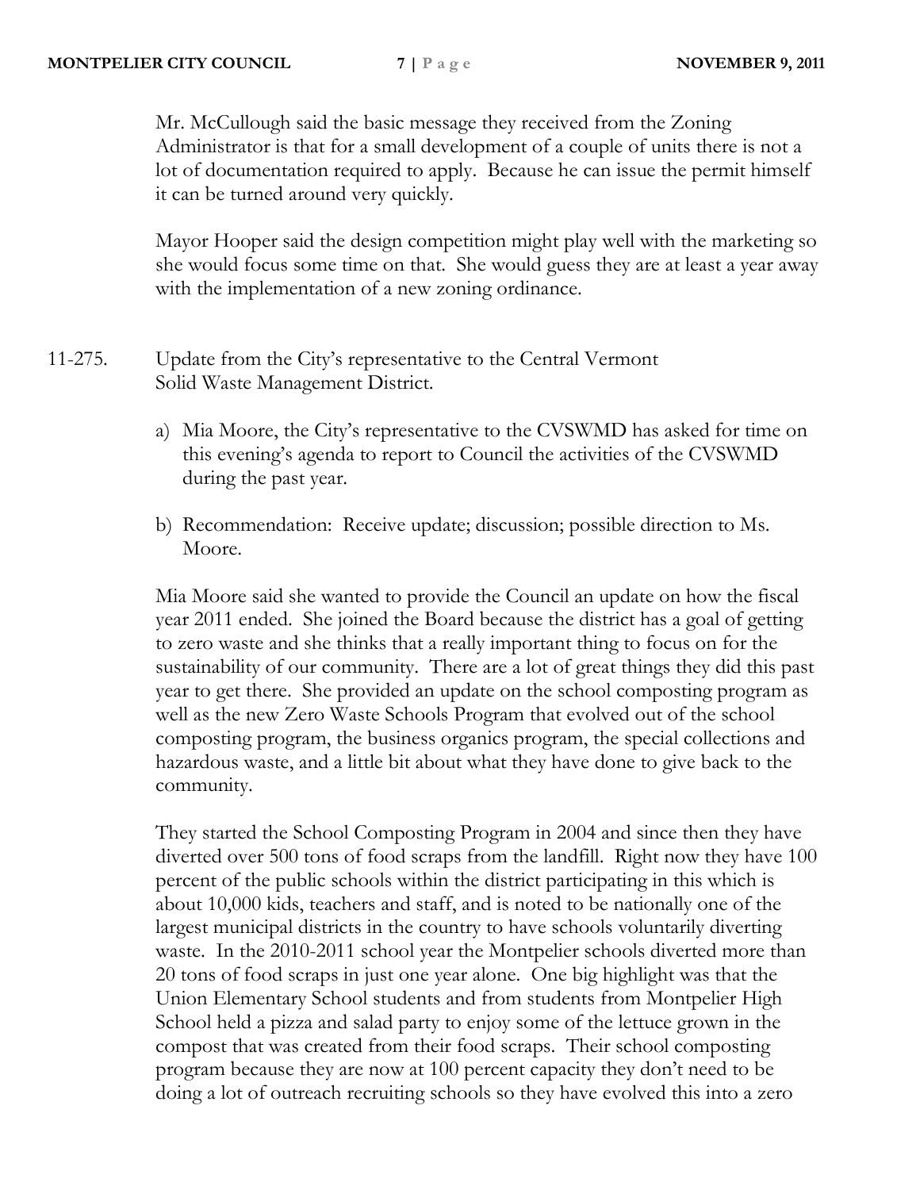Mr. McCullough said the basic message they received from the Zoning Administrator is that for a small development of a couple of units there is not a lot of documentation required to apply. Because he can issue the permit himself it can be turned around very quickly.

Mayor Hooper said the design competition might play well with the marketing so she would focus some time on that. She would guess they are at least a year away with the implementation of a new zoning ordinance.

11-275. Update from the City's representative to the Central Vermont Solid Waste Management District.

a) Mia Moore, the City's representative to the CVSWMD has asked for time on this evening's agenda to report to Council the activities of the CVSWMD during the past year.

b) Recommendation: Receive update; discussion; possible direction to Ms. Moore.

Mia Moore said she wanted to provide the Council an update on how the fiscal year 2011 ended. She joined the Board because the district has a goal of getting to zero waste and she thinks that a really important thing to focus on for the sustainability of our community. There are a lot of great things they did this past year to get there. She provided an update on the school composting program as well as the new Zero Waste Schools Program that evolved out of the school composting program, the business organics program, the special collections and hazardous waste, and a little bit about what they have done to give back to the community.

They started the School Composting Program in 2004 and since then they have diverted over 500 tons of food scraps from the landfill. Right now they have 100 percent of the public schools within the district participating in this which is about 10,000 kids, teachers and staff, and is noted to be nationally one of the largest municipal districts in the country to have schools voluntarily diverting waste. In the 2010-2011 school year the Montpelier schools diverted more than 20 tons of food scraps in just one year alone. One big highlight was that the Union Elementary School students and from students from Montpelier High School held a pizza and salad party to enjoy some of the lettuce grown in the compost that was created from their food scraps. Their school composting program because they are now at 100 percent capacity they don't need to be doing a lot of outreach recruiting schools so they have evolved this into a zero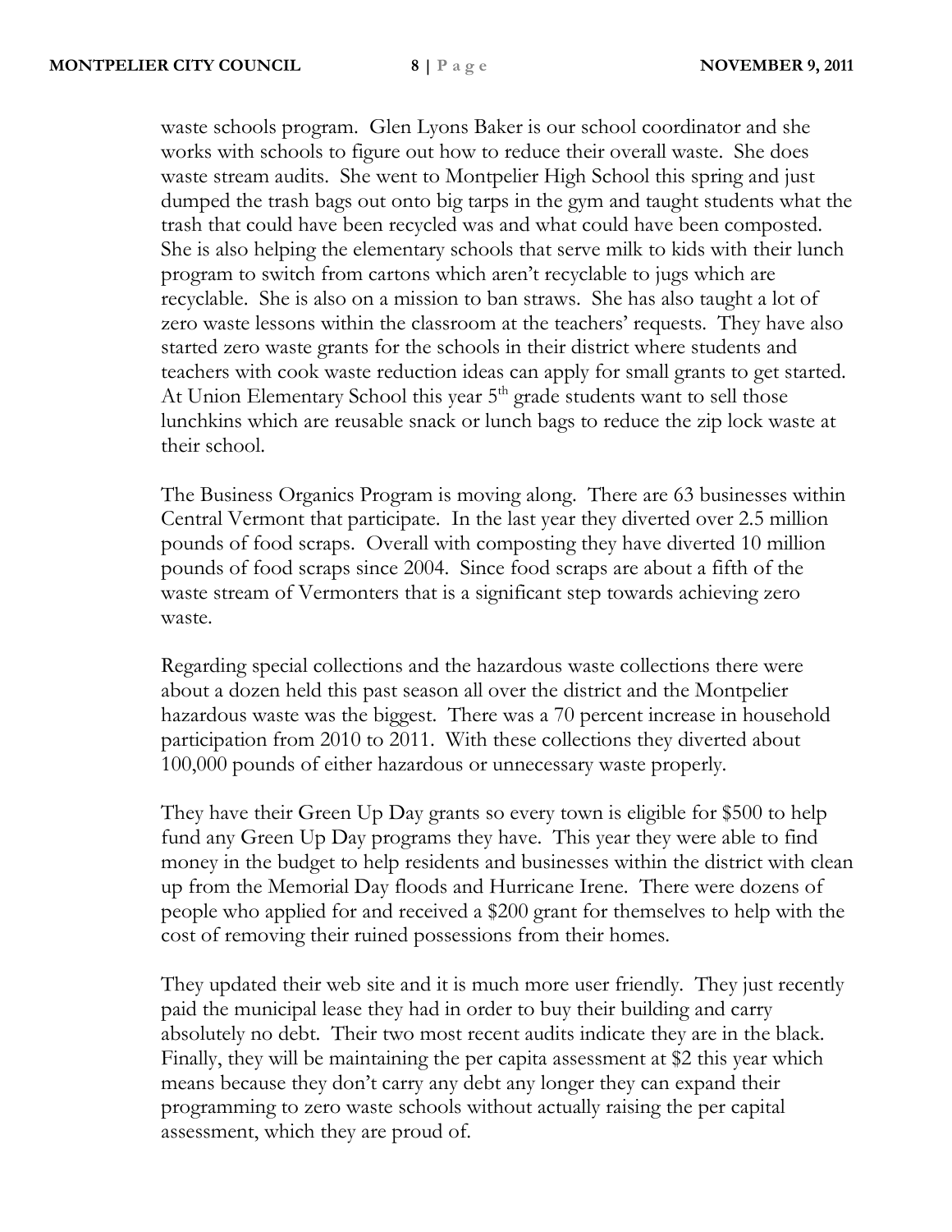waste schools program. Glen Lyons Baker is our school coordinator and she works with schools to figure out how to reduce their overall waste. She does waste stream audits. She went to Montpelier High School this spring and just dumped the trash bags out onto big tarps in the gym and taught students what the trash that could have been recycled was and what could have been composted. She is also helping the elementary schools that serve milk to kids with their lunch program to switch from cartons which aren't recyclable to jugs which are recyclable. She is also on a mission to ban straws. She has also taught a lot of zero waste lessons within the classroom at the teachers' requests. They have also started zero waste grants for the schools in their district where students and teachers with cook waste reduction ideas can apply for small grants to get started. At Union Elementary School this year 5th grade students want to sell those lunchkins which are reusable snack or lunch bags to reduce the zip lock waste at their school.

The Business Organics Program is moving along. There are 63 businesses within Central Vermont that participate. In the last year they diverted over 2.5 million pounds of food scraps. Overall with composting they have diverted 10 million pounds of food scraps since 2004. Since food scraps are about a fifth of the waste stream of Vermonters that is a significant step towards achieving zero waste.

Regarding special collections and the hazardous waste collections there were about a dozen held this past season all over the district and the Montpelier hazardous waste was the biggest. There was a 70 percent increase in household participation from 2010 to 2011. With these collections they diverted about 100,000 pounds of either hazardous or unnecessary waste properly.

They have their Green Up Day grants so every town is eligible for $500 to help fund any Green Up Day programs they have. This year they were able to find money in the budget to help residents and businesses within the district with clean up from the Memorial Day floods and Hurricane Irene. There were dozens of people who applied for and received a $200 grant for themselves to help with the cost of removing their ruined possessions from their homes.

They updated their web site and it is much more user friendly. They just recently paid the municipal lease they had in order to buy their building and carry absolutely no debt. Their two most recent audits indicate they are in the black. Finally, they will be maintaining the per capita assessment at $2 this year which means because they don't carry any debt any longer they can expand their programming to zero waste schools without actually raising the per capital assessment, which they are proud of.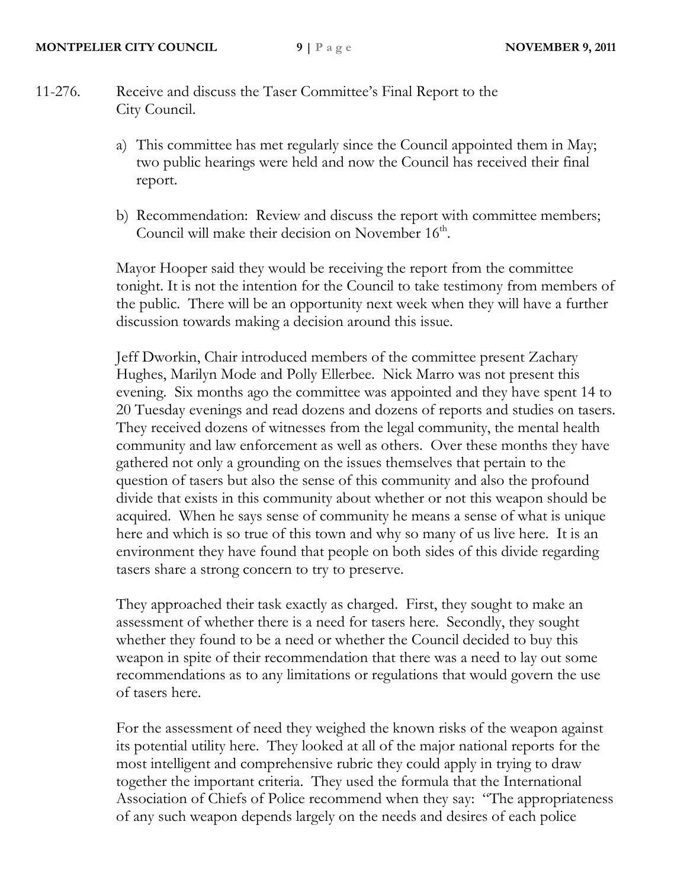11-276. Receive and discuss the Taser Committee's Final Report to the City Council.

a) This committee has met regularly since the Council appointed them in May; two public hearings were held and now the Council has received their final report.

b) Recommendation: Review and discuss the report with committee members; Council will make their decision on November 16th.

Mayor Hooper said they would be receiving the report from the committee tonight. It is not the intention for the Council to take testimony from members of the public. There will be an opportunity next week when they will have a further discussion towards making a decision around this issue.

Jeff Dworkin, Chair introduced members of the committee present Zachary Hughes, Marilyn Mode and Polly Ellerbee. Nick Marro was not present this evening. Six months ago the committee was appointed and they have spent 14 to 20 Tuesday evenings and read dozens and dozens of reports and studies on tasers. They received dozens of witnesses from the legal community, the mental health community and law enforcement as well as others. Over these months they have gathered not only a grounding on the issues themselves that pertain to the question of tasers but also the sense of this community and also the profound divide that exists in this community about whether or not this weapon should be acquired. When he says sense of community he means a sense of what is unique here and which is so true of this town and why so many of us live here. It is an environment they have found that people on both sides of this divide regarding tasers share a strong concern to try to preserve.

They approached their task exactly as charged. First, they sought to make an assessment of whether there is a need for tasers here. Secondly, they sought whether they found to be a need or whether the Council decided to buy this weapon in spite of their recommendation that there was a need to lay out some recommendations as to any limitations or regulations that would govern the use of tasers here.

For the assessment of need they weighed the known risks of the weapon against its potential utility here. They looked at all of the major national reports for the most intelligent and comprehensive rubric they could apply in trying to draw together the important criteria. They used the formula that the International Association of Chiefs of Police recommend when they say: "The appropriateness of any such weapon depends largely on the needs and desires of each police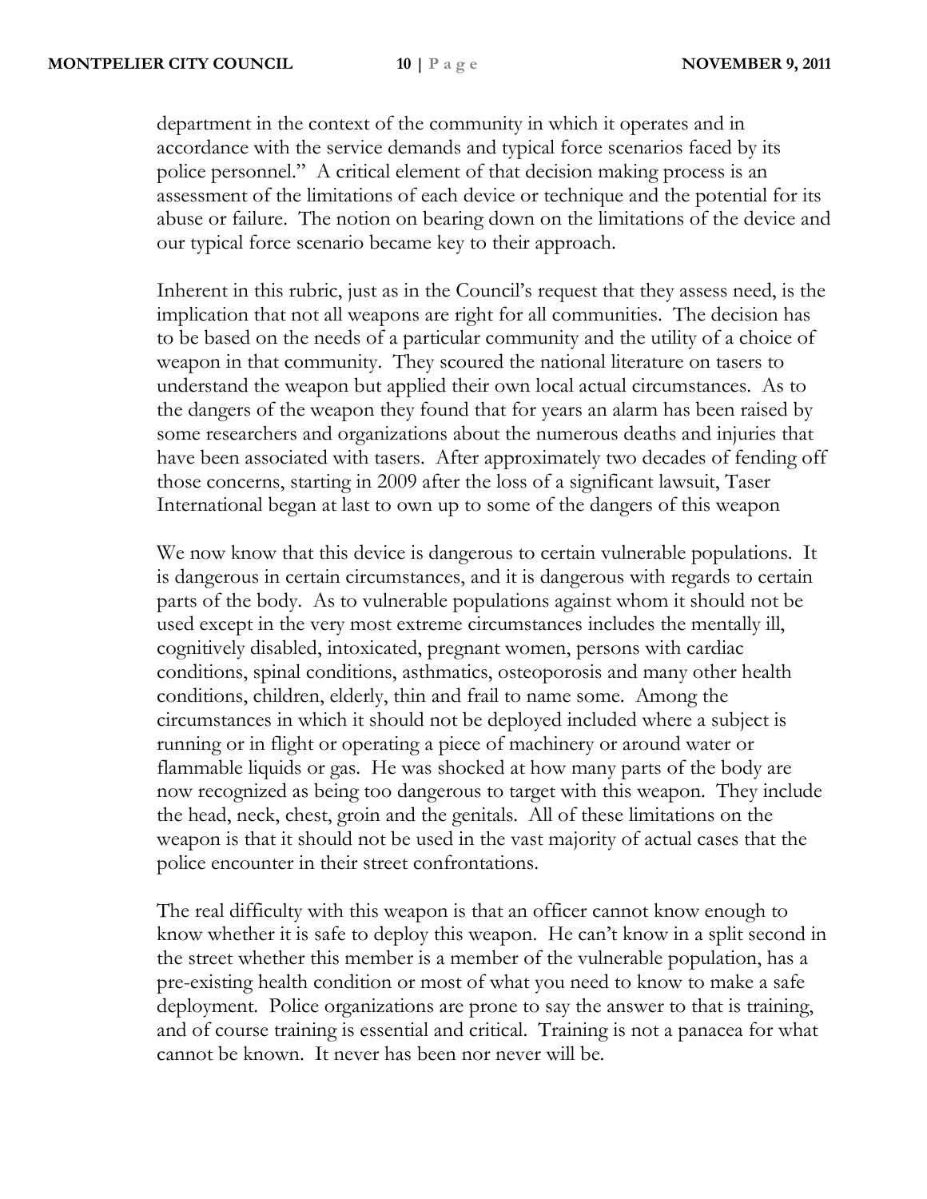department in the context of the community in which it operates and in accordance with the service demands and typical force scenarios faced by its police personnel." A critical element of that decision making process is an assessment of the limitations of each device or technique and the potential for its abuse or failure. The notion on bearing down on the limitations of the device and our typical force scenario became key to their approach.

Inherent in this rubric, just as in the Council's request that they assess need, is the implication that not all weapons are right for all communities. The decision has to be based on the needs of a particular community and the utility of a choice of weapon in that community. They scoured the national literature on tasers to understand the weapon but applied their own local actual circumstances. As to the dangers of the weapon they found that for years an alarm has been raised by some researchers and organizations about the numerous deaths and injuries that have been associated with tasers. After approximately two decades of fending off those concerns, starting in 2009 after the loss of a significant lawsuit, Taser International began at last to own up to some of the dangers of this weapon

We now know that this device is dangerous to certain vulnerable populations. It is dangerous in certain circumstances, and it is dangerous with regards to certain parts of the body. As to vulnerable populations against whom it should not be used except in the very most extreme circumstances includes the mentally ill, cognitively disabled, intoxicated, pregnant women, persons with cardiac conditions, spinal conditions, asthmatics, osteoporosis and many other health conditions, children, elderly, thin and frail to name some. Among the circumstances in which it should not be deployed included where a subject is running or in flight or operating a piece of machinery or around water or flammable liquids or gas. He was shocked at how many parts of the body are now recognized as being too dangerous to target with this weapon. They include the head, neck, chest, groin and the genitals. All of these limitations on the weapon is that it should not be used in the vast majority of actual cases that the police encounter in their street confrontations.

The real difficulty with this weapon is that an officer cannot know enough to know whether it is safe to deploy this weapon. He can't know in a split second in the street whether this member is a member of the vulnerable population, has a pre-existing health condition or most of what you need to know to make a safe deployment. Police organizations are prone to say the answer to that is training, and of course training is essential and critical. Training is not a panacea for what cannot be known. It never has been nor never will be.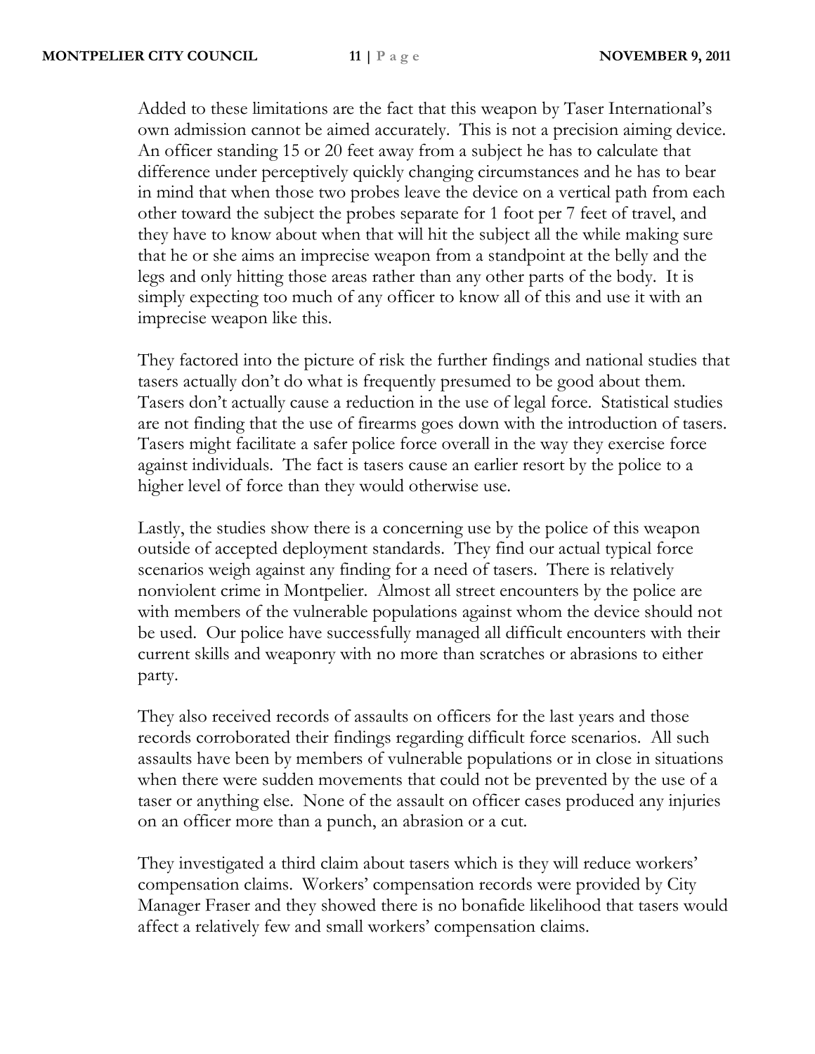Added to these limitations are the fact that this weapon by Taser International's own admission cannot be aimed accurately. This is not a precision aiming device. An officer standing 15 or 20 feet away from a subject he has to calculate that difference under perceptively quickly changing circumstances and he has to bear in mind that when those two probes leave the device on a vertical path from each other toward the subject the probes separate for 1 foot per 7 feet of travel, and they have to know about when that will hit the subject all the while making sure that he or she aims an imprecise weapon from a standpoint at the belly and the legs and only hitting those areas rather than any other parts of the body. It is simply expecting too much of any officer to know all of this and use it with an imprecise weapon like this.

They factored into the picture of risk the further findings and national studies that tasers actually don't do what is frequently presumed to be good about them. Tasers don't actually cause a reduction in the use of legal force. Statistical studies are not finding that the use of firearms goes down with the introduction of tasers. Tasers might facilitate a safer police force overall in the way they exercise force against individuals. The fact is tasers cause an earlier resort by the police to a higher level of force than they would otherwise use.

Lastly, the studies show there is a concerning use by the police of this weapon outside of accepted deployment standards. They find our actual typical force scenarios weigh against any finding for a need of tasers. There is relatively nonviolent crime in Montpelier. Almost all street encounters by the police are with members of the vulnerable populations against whom the device should not be used. Our police have successfully managed all difficult encounters with their current skills and weaponry with no more than scratches or abrasions to either party.

They also received records of assaults on officers for the last years and those records corroborated their findings regarding difficult force scenarios. All such assaults have been by members of vulnerable populations or in close in situations when there were sudden movements that could not be prevented by the use of a taser or anything else. None of the assault on officer cases produced any injuries on an officer more than a punch, an abrasion or a cut.

They investigated a third claim about tasers which is they will reduce workers' compensation claims. Workers' compensation records were provided by City Manager Fraser and they showed there is no bonafide likelihood that tasers would affect a relatively few and small workers' compensation claims.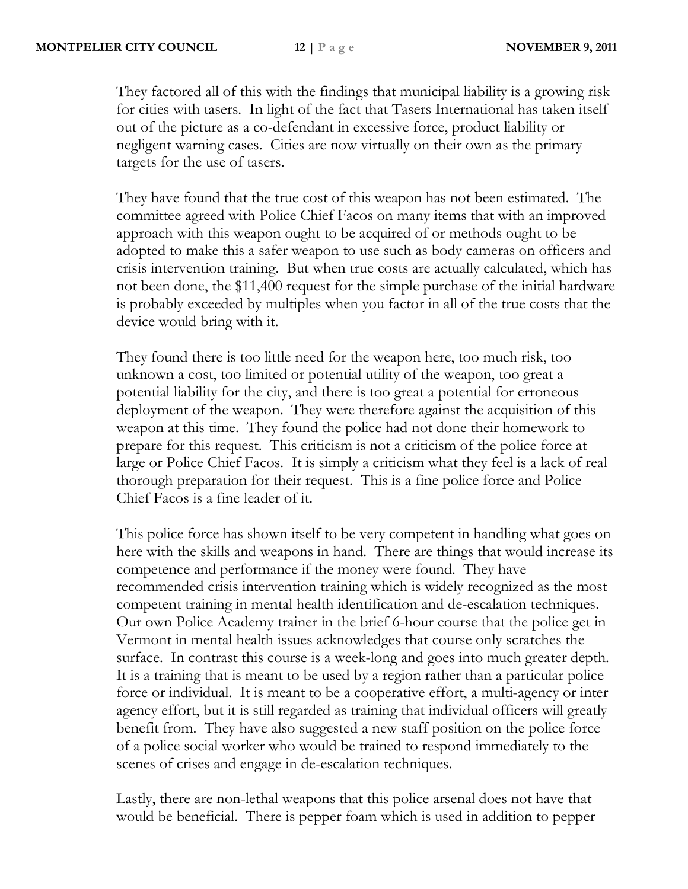They factored all of this with the findings that municipal liability is a growing risk for cities with tasers. In light of the fact that Tasers International has taken itself out of the picture as a co-defendant in excessive force, product liability or negligent warning cases. Cities are now virtually on their own as the primary targets for the use of tasers.

They have found that the true cost of this weapon has not been estimated. The committee agreed with Police Chief Facos on many items that with an improved approach with this weapon ought to be acquired of or methods ought to be adopted to make this a safer weapon to use such as body cameras on officers and crisis intervention training. But when true costs are actually calculated, which has not been done, the $11,400 request for the simple purchase of the initial hardware is probably exceeded by multiples when you factor in all of the true costs that the device would bring with it.

They found there is too little need for the weapon here, too much risk, too unknown a cost, too limited or potential utility of the weapon, too great a potential liability for the city, and there is too great a potential for erroneous deployment of the weapon. They were therefore against the acquisition of this weapon at this time. They found the police had not done their homework to prepare for this request. This criticism is not a criticism of the police force at large or Police Chief Facos. It is simply a criticism what they feel is a lack of real thorough preparation for their request. This is a fine police force and Police Chief Facos is a fine leader of it.

This police force has shown itself to be very competent in handling what goes on here with the skills and weapons in hand. There are things that would increase its competence and performance if the money were found. They have recommended crisis intervention training which is widely recognized as the most competent training in mental health identification and de-escalation techniques. Our own Police Academy trainer in the brief 6-hour course that the police get in Vermont in mental health issues acknowledges that course only scratches the surface. In contrast this course is a week-long and goes into much greater depth. It is a training that is meant to be used by a region rather than a particular police force or individual. It is meant to be a cooperative effort, a multi-agency or inter agency effort, but it is still regarded as training that individual officers will greatly benefit from. They have also suggested a new staff position on the police force of a police social worker who would be trained to respond immediately to the scenes of crises and engage in de-escalation techniques.

Lastly, there are non-lethal weapons that this police arsenal does not have that would be beneficial. There is pepper foam which is used in addition to pepper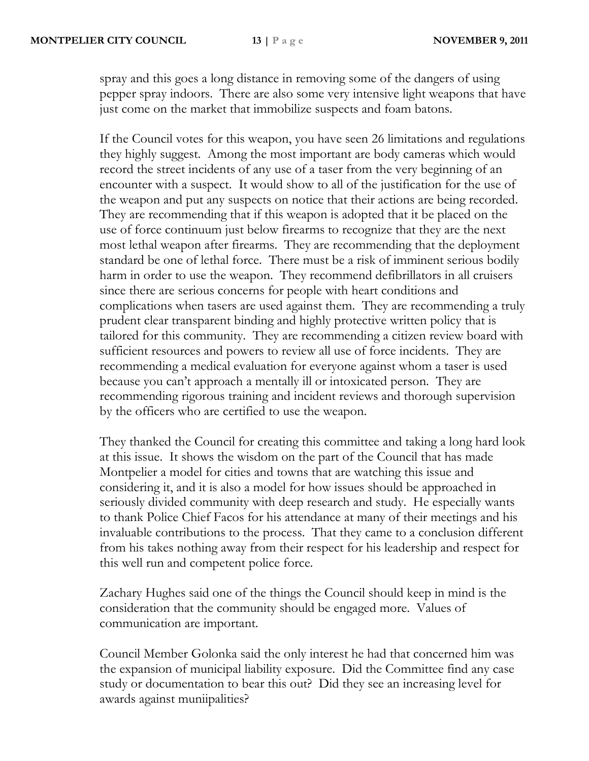spray and this goes a long distance in removing some of the dangers of using pepper spray indoors. There are also some very intensive light weapons that have just come on the market that immobilize suspects and foam batons.

If the Council votes for this weapon, you have seen 26 limitations and regulations they highly suggest. Among the most important are body cameras which would record the street incidents of any use of a taser from the very beginning of an encounter with a suspect. It would show to all of the justification for the use of the weapon and put any suspects on notice that their actions are being recorded. They are recommending that if this weapon is adopted that it be placed on the use of force continuum just below firearms to recognize that they are the next most lethal weapon after firearms. They are recommending that the deployment standard be one of lethal force. There must be a risk of imminent serious bodily harm in order to use the weapon. They recommend defibrillators in all cruisers since there are serious concerns for people with heart conditions and complications when tasers are used against them. They are recommending a truly prudent clear transparent binding and highly protective written policy that is tailored for this community. They are recommending a citizen review board with sufficient resources and powers to review all use of force incidents. They are recommending a medical evaluation for everyone against whom a taser is used because you can't approach a mentally ill or intoxicated person. They are recommending rigorous training and incident reviews and thorough supervision by the officers who are certified to use the weapon.

They thanked the Council for creating this committee and taking a long hard look at this issue. It shows the wisdom on the part of the Council that has made Montpelier a model for cities and towns that are watching this issue and considering it, and it is also a model for how issues should be approached in seriously divided community with deep research and study. He especially wants to thank Police Chief Facos for his attendance at many of their meetings and his invaluable contributions to the process. That they came to a conclusion different from his takes nothing away from their respect for his leadership and respect for this well run and competent police force.

Zachary Hughes said one of the things the Council should keep in mind is the consideration that the community should be engaged more. Values of communication are important.

Council Member Golonka said the only interest he had that concerned him was the expansion of municipal liability exposure. Did the Committee find any case study or documentation to bear this out? Did they see an increasing level for awards against muniipalities?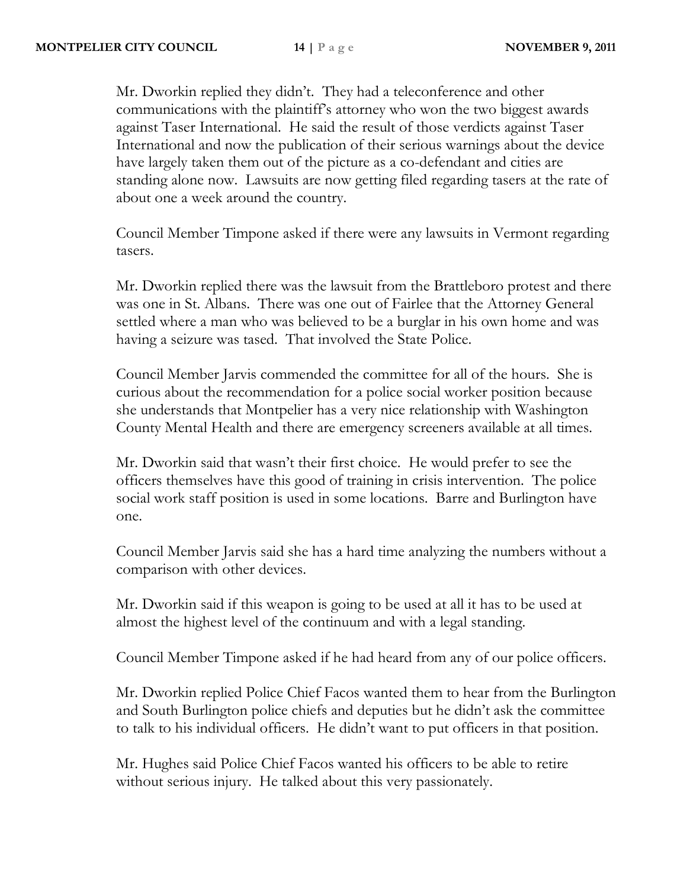Mr. Dworkin replied they didn't. They had a teleconference and other communications with the plaintiff's attorney who won the two biggest awards against Taser International. He said the result of those verdicts against Taser International and now the publication of their serious warnings about the device have largely taken them out of the picture as a co-defendant and cities are standing alone now. Lawsuits are now getting filed regarding tasers at the rate of about one a week around the country.

Council Member Timpone asked if there were any lawsuits in Vermont regarding tasers.

Mr. Dworkin replied there was the lawsuit from the Brattleboro protest and there was one in St. Albans. There was one out of Fairlee that the Attorney General settled where a man who was believed to be a burglar in his own home and was having a seizure was tased. That involved the State Police.

Council Member Jarvis commended the committee for all of the hours. She is curious about the recommendation for a police social worker position because she understands that Montpelier has a very nice relationship with Washington County Mental Health and there are emergency screeners available at all times.

Mr. Dworkin said that wasn't their first choice. He would prefer to see the officers themselves have this good of training in crisis intervention. The police social work staff position is used in some locations. Barre and Burlington have one.

Council Member Jarvis said she has a hard time analyzing the numbers without a comparison with other devices.

Mr. Dworkin said if this weapon is going to be used at all it has to be used at almost the highest level of the continuum and with a legal standing.

Council Member Timpone asked if he had heard from any of our police officers.

Mr. Dworkin replied Police Chief Facos wanted them to hear from the Burlington and South Burlington police chiefs and deputies but he didn't ask the committee to talk to his individual officers. He didn't want to put officers in that position.

Mr. Hughes said Police Chief Facos wanted his officers to be able to retire without serious injury. He talked about this very passionately.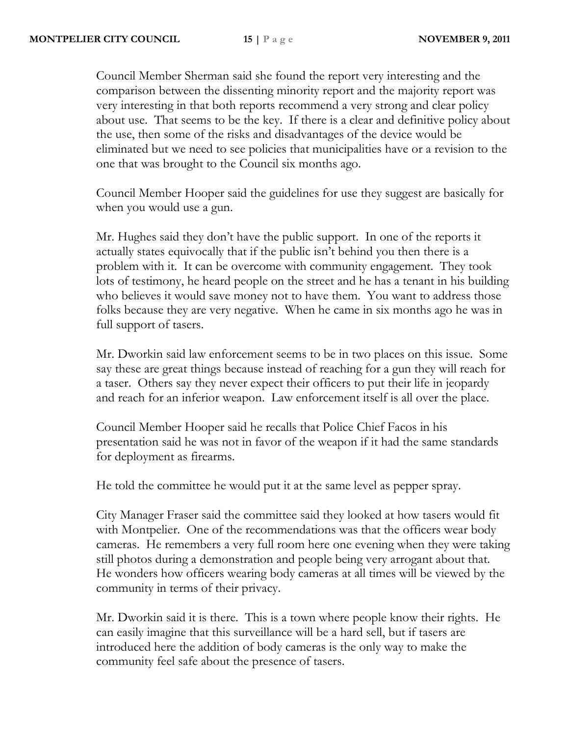Council Member Sherman said she found the report very interesting and the comparison between the dissenting minority report and the majority report was very interesting in that both reports recommend a very strong and clear policy about use. That seems to be the key. If there is a clear and definitive policy about the use, then some of the risks and disadvantages of the device would be eliminated but we need to see policies that municipalities have or a revision to the one that was brought to the Council six months ago.

Council Member Hooper said the guidelines for use they suggest are basically for when you would use a gun.

Mr. Hughes said they don't have the public support. In one of the reports it actually states equivocally that if the public isn't behind you then there is a problem with it. It can be overcome with community engagement. They took lots of testimony, he heard people on the street and he has a tenant in his building who believes it would save money not to have them. You want to address those folks because they are very negative. When he came in six months ago he was in full support of tasers.

Mr. Dworkin said law enforcement seems to be in two places on this issue. Some say these are great things because instead of reaching for a gun they will reach for a taser. Others say they never expect their officers to put their life in jeopardy and reach for an inferior weapon. Law enforcement itself is all over the place.

Council Member Hooper said he recalls that Police Chief Facos in his presentation said he was not in favor of the weapon if it had the same standards for deployment as firearms.

He told the committee he would put it at the same level as pepper spray.

City Manager Fraser said the committee said they looked at how tasers would fit with Montpelier. One of the recommendations was that the officers wear body cameras. He remembers a very full room here one evening when they were taking still photos during a demonstration and people being very arrogant about that. He wonders how officers wearing body cameras at all times will be viewed by the community in terms of their privacy.

Mr. Dworkin said it is there. This is a town where people know their rights. He can easily imagine that this surveillance will be a hard sell, but if tasers are introduced here the addition of body cameras is the only way to make the community feel safe about the presence of tasers.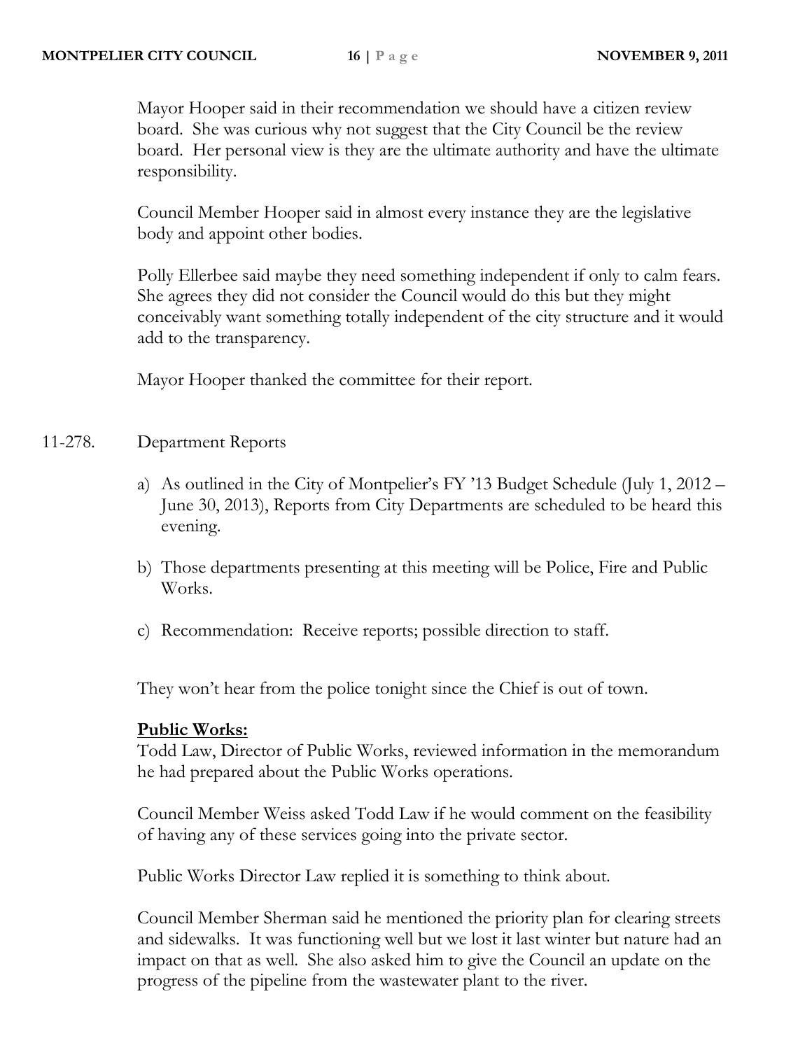Mayor Hooper said in their recommendation we should have a citizen review board. She was curious why not suggest that the City Council be the review board. Her personal view is they are the ultimate authority and have the ultimate responsibility.

Council Member Hooper said in almost every instance they are the legislative body and appoint other bodies.

Polly Ellerbee said maybe they need something independent if only to calm fears. She agrees they did not consider the Council would do this but they might conceivably want something totally independent of the city structure and it would add to the transparency.

Mayor Hooper thanked the committee for their report.

11-278. Department Reports

a) As outlined in the City of Montpelier's FY '13 Budget Schedule (July 1, 2012 – June 30, 2013), Reports from City Departments are scheduled to be heard this evening.

b) Those departments presenting at this meeting will be Police, Fire and Public Works.

c) Recommendation: Receive reports; possible direction to staff.

They won't hear from the police tonight since the Chief is out of town.

**<u>Public Works:</u>**
Todd Law, Director of Public Works, reviewed information in the memorandum he had prepared about the Public Works operations.

Council Member Weiss asked Todd Law if he would comment on the feasibility of having any of these services going into the private sector.

Public Works Director Law replied it is something to think about.

Council Member Sherman said he mentioned the priority plan for clearing streets and sidewalks. It was functioning well but we lost it last winter but nature had an impact on that as well. She also asked him to give the Council an update on the progress of the pipeline from the wastewater plant to the river.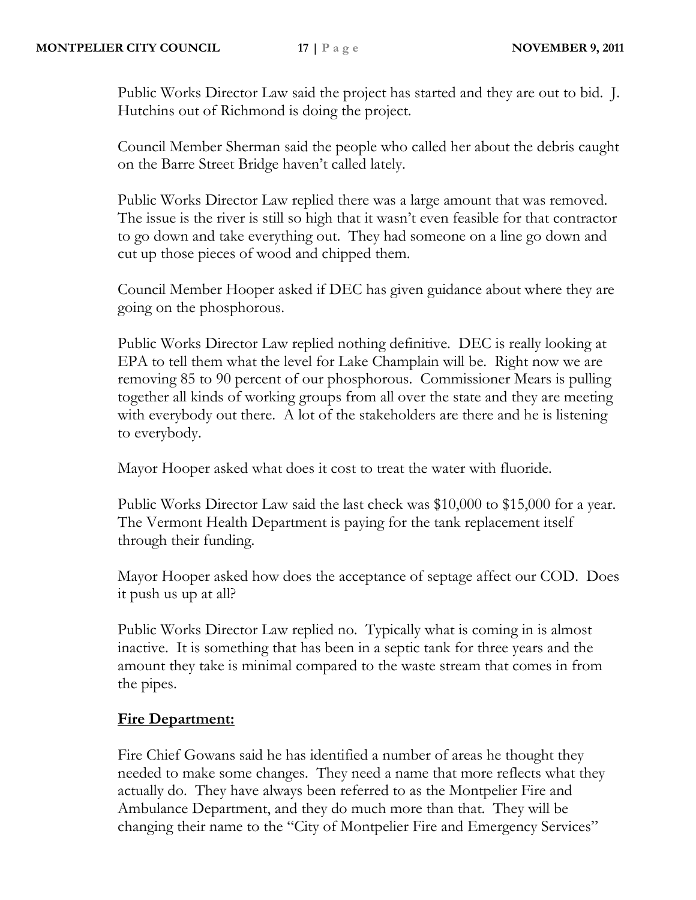Public Works Director Law said the project has started and they are out to bid. J. Hutchins out of Richmond is doing the project.

Council Member Sherman said the people who called her about the debris caught on the Barre Street Bridge haven't called lately.

Public Works Director Law replied there was a large amount that was removed. The issue is the river is still so high that it wasn't even feasible for that contractor to go down and take everything out. They had someone on a line go down and cut up those pieces of wood and chipped them.

Council Member Hooper asked if DEC has given guidance about where they are going on the phosphorous.

Public Works Director Law replied nothing definitive. DEC is really looking at EPA to tell them what the level for Lake Champlain will be. Right now we are removing 85 to 90 percent of our phosphorous. Commissioner Mears is pulling together all kinds of working groups from all over the state and they are meeting with everybody out there. A lot of the stakeholders are there and he is listening to everybody.

Mayor Hooper asked what does it cost to treat the water with fluoride.

Public Works Director Law said the last check was $10,000 to $15,000 for a year. The Vermont Health Department is paying for the tank replacement itself through their funding.

Mayor Hooper asked how does the acceptance of septage affect our COD. Does it push us up at all?

Public Works Director Law replied no. Typically what is coming in is almost inactive. It is something that has been in a septic tank for three years and the amount they take is minimal compared to the waste stream that comes in from the pipes.

**Fire Department:**

Fire Chief Gowans said he has identified a number of areas he thought they needed to make some changes. They need a name that more reflects what they actually do. They have always been referred to as the Montpelier Fire and Ambulance Department, and they do much more than that. They will be changing their name to the "City of Montpelier Fire and Emergency Services"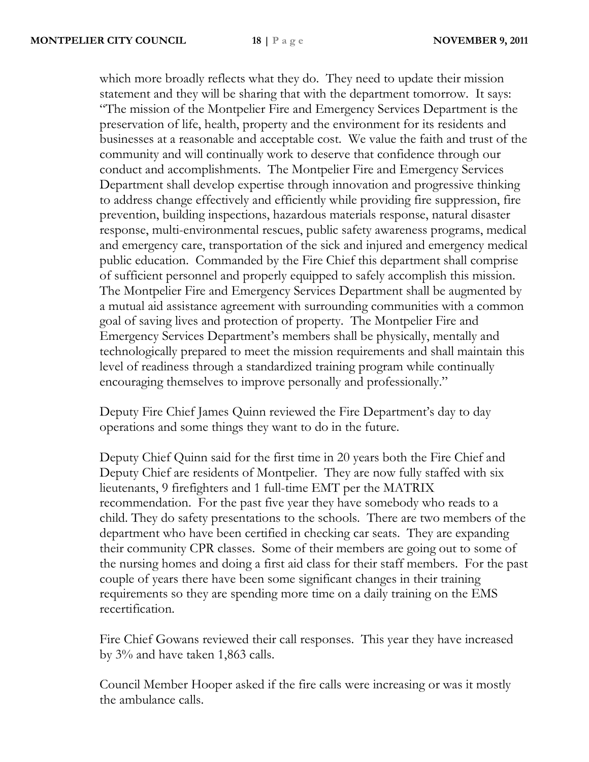which more broadly reflects what they do. They need to update their mission statement and they will be sharing that with the department tomorrow. It says: "The mission of the Montpelier Fire and Emergency Services Department is the preservation of life, health, property and the environment for its residents and businesses at a reasonable and acceptable cost. We value the faith and trust of the community and will continually work to deserve that confidence through our conduct and accomplishments. The Montpelier Fire and Emergency Services Department shall develop expertise through innovation and progressive thinking to address change effectively and efficiently while providing fire suppression, fire prevention, building inspections, hazardous materials response, natural disaster response, multi-environmental rescues, public safety awareness programs, medical and emergency care, transportation of the sick and injured and emergency medical public education. Commanded by the Fire Chief this department shall comprise of sufficient personnel and properly equipped to safely accomplish this mission. The Montpelier Fire and Emergency Services Department shall be augmented by a mutual aid assistance agreement with surrounding communities with a common goal of saving lives and protection of property. The Montpelier Fire and Emergency Services Department's members shall be physically, mentally and technologically prepared to meet the mission requirements and shall maintain this level of readiness through a standardized training program while continually encouraging themselves to improve personally and professionally."

Deputy Fire Chief James Quinn reviewed the Fire Department's day to day operations and some things they want to do in the future.

Deputy Chief Quinn said for the first time in 20 years both the Fire Chief and Deputy Chief are residents of Montpelier. They are now fully staffed with six lieutenants, 9 firefighters and 1 full-time EMT per the MATRIX recommendation. For the past five year they have somebody who reads to a child. They do safety presentations to the schools. There are two members of the department who have been certified in checking car seats. They are expanding their community CPR classes. Some of their members are going out to some of the nursing homes and doing a first aid class for their staff members. For the past couple of years there have been some significant changes in their training requirements so they are spending more time on a daily training on the EMS recertification.

Fire Chief Gowans reviewed their call responses. This year they have increased by 3% and have taken 1,863 calls.

Council Member Hooper asked if the fire calls were increasing or was it mostly the ambulance calls.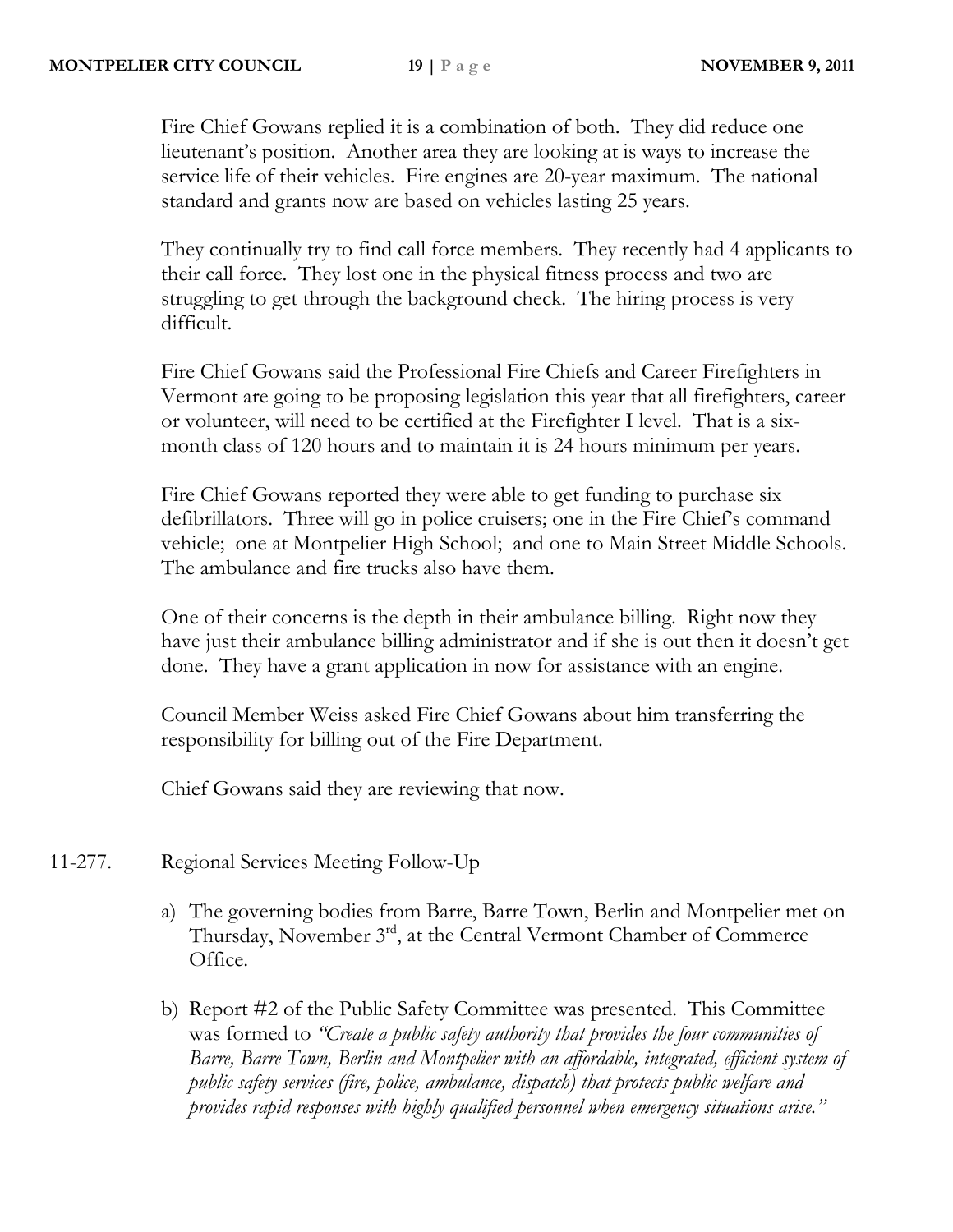Fire Chief Gowans replied it is a combination of both. They did reduce one lieutenant's position. Another area they are looking at is ways to increase the service life of their vehicles. Fire engines are 20-year maximum. The national standard and grants now are based on vehicles lasting 25 years.

They continually try to find call force members. They recently had 4 applicants to their call force. They lost one in the physical fitness process and two are struggling to get through the background check. The hiring process is very difficult.

Fire Chief Gowans said the Professional Fire Chiefs and Career Firefighters in Vermont are going to be proposing legislation this year that all firefighters, career or volunteer, will need to be certified at the Firefighter I level. That is a six-month class of 120 hours and to maintain it is 24 hours minimum per years.

Fire Chief Gowans reported they were able to get funding to purchase six defibrillators. Three will go in police cruisers; one in the Fire Chief's command vehicle; one at Montpelier High School; and one to Main Street Middle Schools. The ambulance and fire trucks also have them.

One of their concerns is the depth in their ambulance billing. Right now they have just their ambulance billing administrator and if she is out then it doesn't get done. They have a grant application in now for assistance with an engine.

Council Member Weiss asked Fire Chief Gowans about him transferring the responsibility for billing out of the Fire Department.

Chief Gowans said they are reviewing that now.

11-277. Regional Services Meeting Follow-Up

a) The governing bodies from Barre, Barre Town, Berlin and Montpelier met on Thursday, November 3rd, at the Central Vermont Chamber of Commerce Office.

b) Report #2 of the Public Safety Committee was presented. This Committee was formed to *"Create a public safety authority that provides the four communities of Barre, Barre Town, Berlin and Montpelier with an affordable, integrated, efficient system of public safety services (fire, police, ambulance, dispatch) that protects public welfare and provides rapid responses with highly qualified personnel when emergency situations arise."*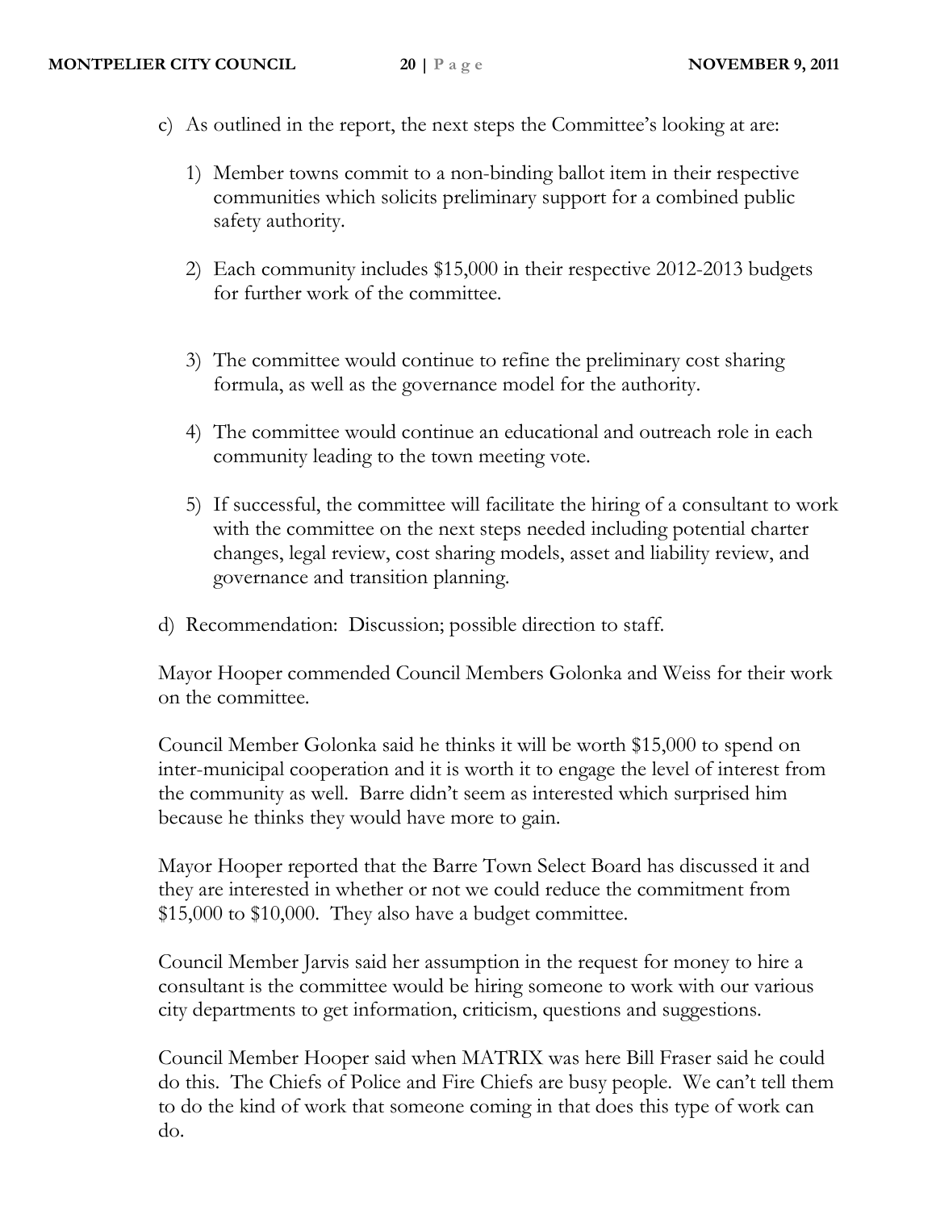c) As outlined in the report, the next steps the Committee's looking at are:

   1) Member towns commit to a non-binding ballot item in their respective communities which solicits preliminary support for a combined public safety authority.

   2) Each community includes $15,000 in their respective 2012-2013 budgets for further work of the committee.

   3) The committee would continue to refine the preliminary cost sharing formula, as well as the governance model for the authority.

   4) The committee would continue an educational and outreach role in each community leading to the town meeting vote.

   5) If successful, the committee will facilitate the hiring of a consultant to work with the committee on the next steps needed including potential charter changes, legal review, cost sharing models, asset and liability review, and governance and transition planning.

d) Recommendation: Discussion; possible direction to staff.

Mayor Hooper commended Council Members Golonka and Weiss for their work on the committee.

Council Member Golonka said he thinks it will be worth $15,000 to spend on inter-municipal cooperation and it is worth it to engage the level of interest from the community as well. Barre didn't seem as interested which surprised him because he thinks they would have more to gain.

Mayor Hooper reported that the Barre Town Select Board has discussed it and they are interested in whether or not we could reduce the commitment from $15,000 to $10,000. They also have a budget committee.

Council Member Jarvis said her assumption in the request for money to hire a consultant is the committee would be hiring someone to work with our various city departments to get information, criticism, questions and suggestions.

Council Member Hooper said when MATRIX was here Bill Fraser said he could do this. The Chiefs of Police and Fire Chiefs are busy people. We can't tell them to do the kind of work that someone coming in that does this type of work can do.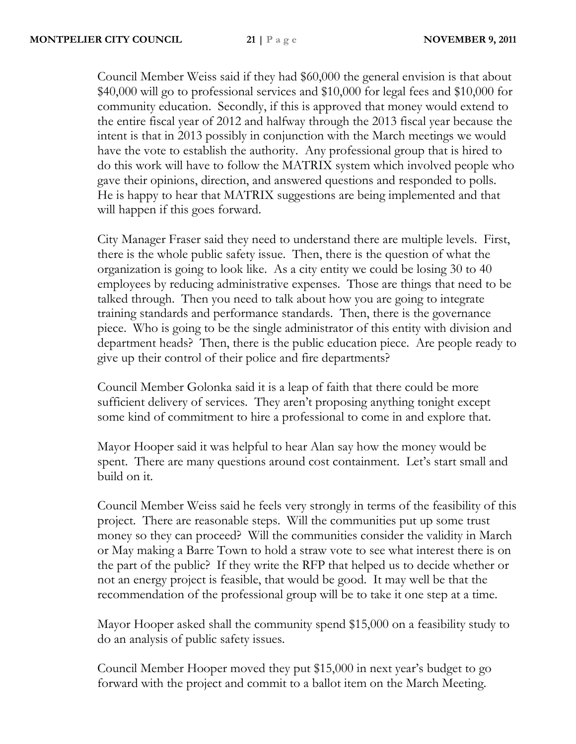Council Member Weiss said if they had $60,000 the general envision is that about $40,000 will go to professional services and $10,000 for legal fees and $10,000 for community education. Secondly, if this is approved that money would extend to the entire fiscal year of 2012 and halfway through the 2013 fiscal year because the intent is that in 2013 possibly in conjunction with the March meetings we would have the vote to establish the authority. Any professional group that is hired to do this work will have to follow the MATRIX system which involved people who gave their opinions, direction, and answered questions and responded to polls. He is happy to hear that MATRIX suggestions are being implemented and that will happen if this goes forward.

City Manager Fraser said they need to understand there are multiple levels. First, there is the whole public safety issue. Then, there is the question of what the organization is going to look like. As a city entity we could be losing 30 to 40 employees by reducing administrative expenses. Those are things that need to be talked through. Then you need to talk about how you are going to integrate training standards and performance standards. Then, there is the governance piece. Who is going to be the single administrator of this entity with division and department heads? Then, there is the public education piece. Are people ready to give up their control of their police and fire departments?

Council Member Golonka said it is a leap of faith that there could be more sufficient delivery of services. They aren't proposing anything tonight except some kind of commitment to hire a professional to come in and explore that.

Mayor Hooper said it was helpful to hear Alan say how the money would be spent. There are many questions around cost containment. Let's start small and build on it.

Council Member Weiss said he feels very strongly in terms of the feasibility of this project. There are reasonable steps. Will the communities put up some trust money so they can proceed? Will the communities consider the validity in March or May making a Barre Town to hold a straw vote to see what interest there is on the part of the public? If they write the RFP that helped us to decide whether or not an energy project is feasible, that would be good. It may well be that the recommendation of the professional group will be to take it one step at a time.

Mayor Hooper asked shall the community spend $15,000 on a feasibility study to do an analysis of public safety issues.

Council Member Hooper moved they put $15,000 in next year's budget to go forward with the project and commit to a ballot item on the March Meeting.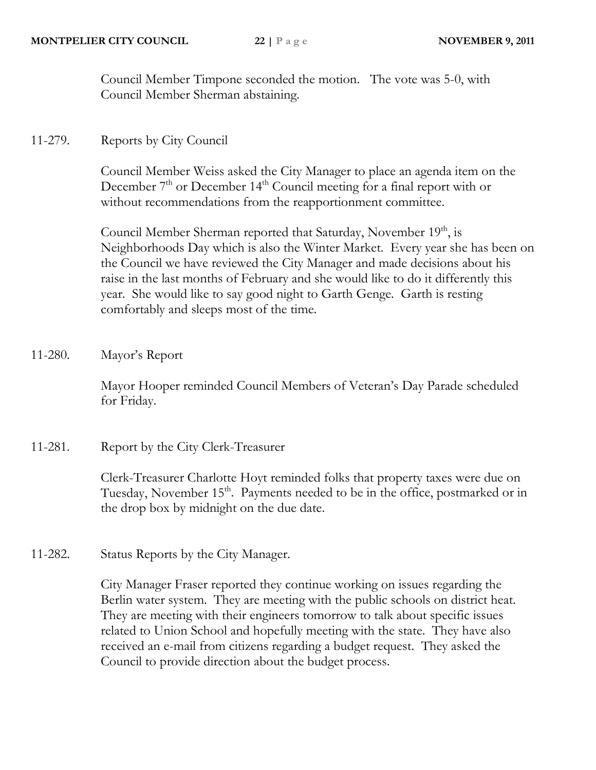Council Member Timpone seconded the motion. The vote was 5-0, with Council Member Sherman abstaining.

11-279. Reports by City Council

Council Member Weiss asked the City Manager to place an agenda item on the December 7th or December 14th Council meeting for a final report with or without recommendations from the reapportionment committee.

Council Member Sherman reported that Saturday, November 19th, is Neighborhoods Day which is also the Winter Market. Every year she has been on the Council we have reviewed the City Manager and made decisions about his raise in the last months of February and she would like to do it differently this year. She would like to say good night to Garth Genge. Garth is resting comfortably and sleeps most of the time.

11-280. Mayor's Report

Mayor Hooper reminded Council Members of Veteran's Day Parade scheduled for Friday.

11-281. Report by the City Clerk-Treasurer

Clerk-Treasurer Charlotte Hoyt reminded folks that property taxes were due on Tuesday, November 15th. Payments needed to be in the office, postmarked or in the drop box by midnight on the due date.

11-282. Status Reports by the City Manager.

City Manager Fraser reported they continue working on issues regarding the Berlin water system. They are meeting with the public schools on district heat. They are meeting with their engineers tomorrow to talk about specific issues related to Union School and hopefully meeting with the state. They have also received an e-mail from citizens regarding a budget request. They asked the Council to provide direction about the budget process.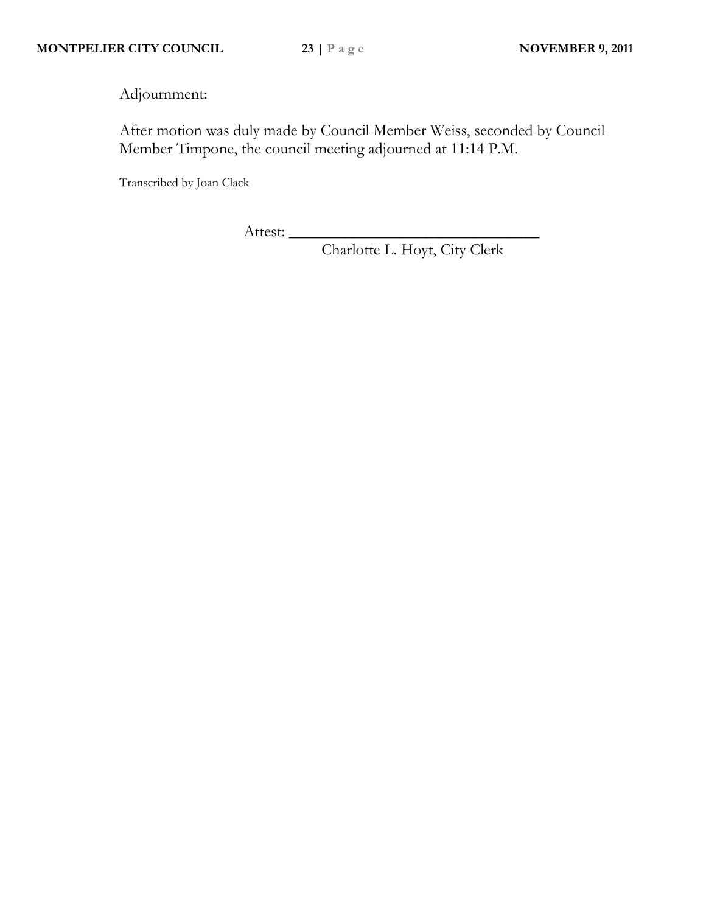Adjournment:

After motion was duly made by Council Member Weiss, seconded by Council Member Timpone, the council meeting adjourned at 11:14 P.M.

Transcribed by Joan Clack

Attest: ______________________________
Charlotte L. Hoyt, City Clerk